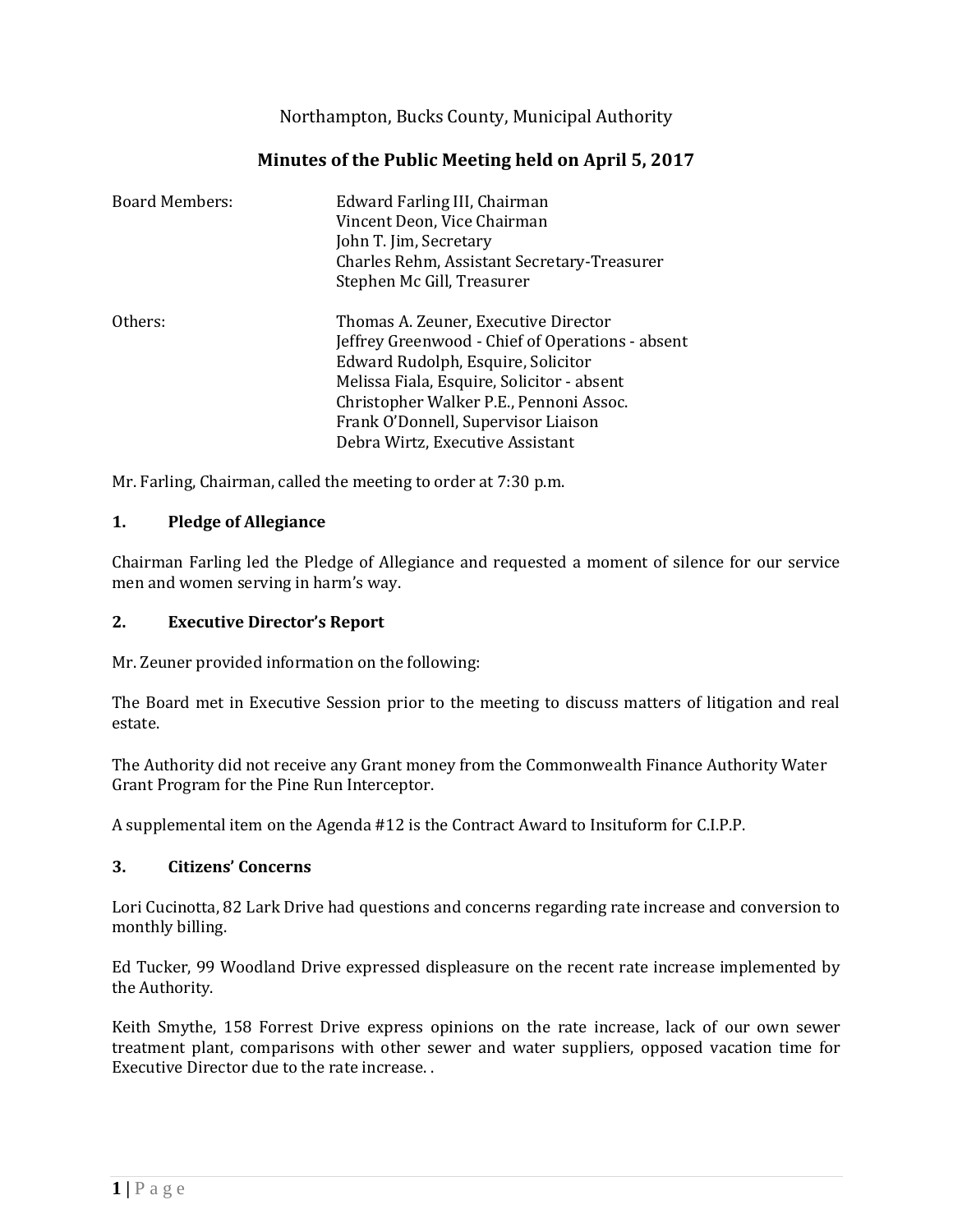Northampton, Bucks County, Municipal Authority

# Minutes of the Public Meeting held on April 5, 2017

| | |
|---|---|
| Board Members: | Edward Farling III, Chairman |
| | Vincent Deon, Vice Chairman |
| | John T. Jim, Secretary |
| | Charles Rehm, Assistant Secretary-Treasurer |
| | Stephen Mc Gill, Treasurer |
| Others: | Thomas A. Zeuner, Executive Director |
| | Jeffrey Greenwood - Chief of Operations - absent |
| | Edward Rudolph, Esquire, Solicitor |
| | Melissa Fiala, Esquire, Solicitor - absent |
| | Christopher Walker P.E., Pennoni Assoc. |
| | Frank O'Donnell, Supervisor Liaison |
| | Debra Wirtz, Executive Assistant |

Mr. Farling, Chairman, called the meeting to order at 7:30 p.m.

## 1. Pledge of Allegiance

Chairman Farling led the Pledge of Allegiance and requested a moment of silence for our service men and women serving in harm's way.

## 2. Executive Director's Report

Mr. Zeuner provided information on the following:

The Board met in Executive Session prior to the meeting to discuss matters of litigation and real estate.

The Authority did not receive any Grant money from the Commonwealth Finance Authority Water Grant Program for the Pine Run Interceptor.

A supplemental item on the Agenda #12 is the Contract Award to Insituform for C.I.P.P.

## 3. Citizens' Concerns

Lori Cucinotta, 82 Lark Drive had questions and concerns regarding rate increase and conversion to monthly billing.

Ed Tucker, 99 Woodland Drive expressed displeasure on the recent rate increase implemented by the Authority.

Keith Smythe, 158 Forrest Drive express opinions on the rate increase, lack of our own sewer treatment plant, comparisons with other sewer and water suppliers, opposed vacation time for Executive Director due to the rate increase. .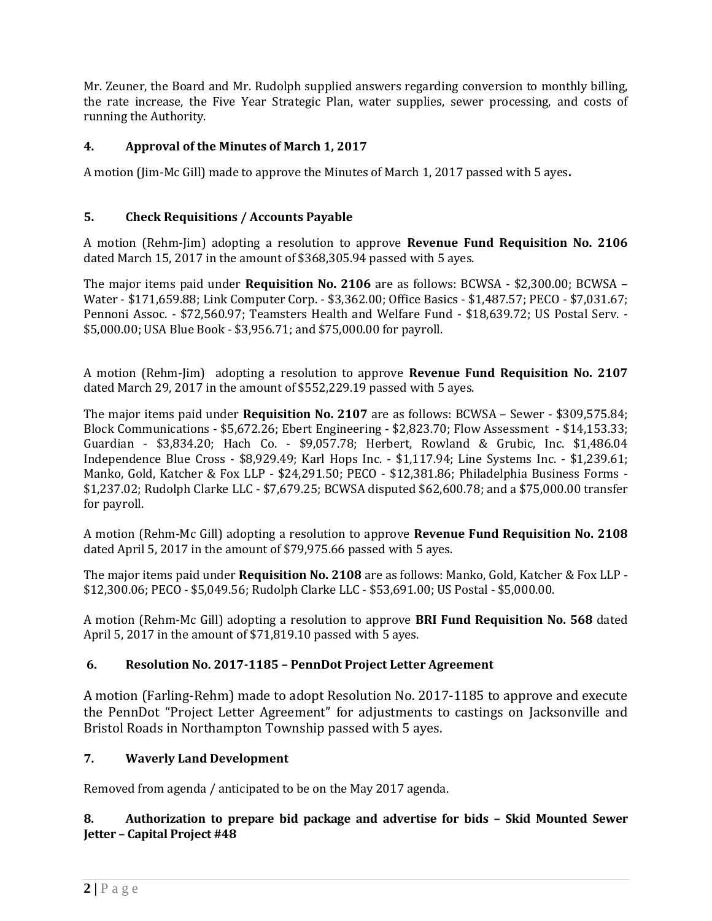Mr. Zeuner, the Board and Mr. Rudolph supplied answers regarding conversion to monthly billing, the rate increase, the Five Year Strategic Plan, water supplies, sewer processing, and costs of running the Authority.

### 4. Approval of the Minutes of March 1, 2017

A motion (Jim-Mc Gill) made to approve the Minutes of March 1, 2017 passed with 5 ayes**.**

### 5. Check Requisitions / Accounts Payable

A motion (Rehm-Jim) adopting a resolution to approve **Revenue Fund Requisition No. 2106** dated March 15, 2017 in the amount of $368,305.94 passed with 5 ayes.

The major items paid under **Requisition No. 2106** are as follows: BCWSA - $2,300.00; BCWSA – Water - $171,659.88; Link Computer Corp. - $3,362.00; Office Basics - $1,487.57; PECO - $7,031.67; Pennoni Assoc. - $72,560.97; Teamsters Health and Welfare Fund - $18,639.72; US Postal Serv. - $5,000.00; USA Blue Book - $3,956.71; and $75,000.00 for payroll.

A motion (Rehm-Jim) adopting a resolution to approve **Revenue Fund Requisition No. 2107** dated March 29, 2017 in the amount of $552,229.19 passed with 5 ayes.

The major items paid under **Requisition No. 2107** are as follows: BCWSA – Sewer - $309,575.84; Block Communications - $5,672.26; Ebert Engineering - $2,823.70; Flow Assessment - $14,153.33; Guardian - $3,834.20; Hach Co. - $9,057.78; Herbert, Rowland & Grubic, Inc. $1,486.04 Independence Blue Cross - $8,929.49; Karl Hops Inc. - $1,117.94; Line Systems Inc. - $1,239.61; Manko, Gold, Katcher & Fox LLP - $24,291.50; PECO - $12,381.86; Philadelphia Business Forms - $1,237.02; Rudolph Clarke LLC - $7,679.25; BCWSA disputed $62,600.78; and a $75,000.00 transfer for payroll.

A motion (Rehm-Mc Gill) adopting a resolution to approve **Revenue Fund Requisition No. 2108** dated April 5, 2017 in the amount of $79,975.66 passed with 5 ayes.

The major items paid under **Requisition No. 2108** are as follows: Manko, Gold, Katcher & Fox LLP - $12,300.06; PECO - $5,049.56; Rudolph Clarke LLC - $53,691.00; US Postal - $5,000.00.

A motion (Rehm-Mc Gill) adopting a resolution to approve **BRI Fund Requisition No. 568** dated April 5, 2017 in the amount of $71,819.10 passed with 5 ayes.

### 6. Resolution No. 2017-1185 – PennDot Project Letter Agreement

A motion (Farling-Rehm) made to adopt Resolution No. 2017-1185 to approve and execute the PennDot "Project Letter Agreement" for adjustments to castings on Jacksonville and Bristol Roads in Northampton Township passed with 5 ayes.

### 7. Waverly Land Development

Removed from agenda / anticipated to be on the May 2017 agenda.

### 8. Authorization to prepare bid package and advertise for bids – Skid Mounted Sewer Jetter – Capital Project #48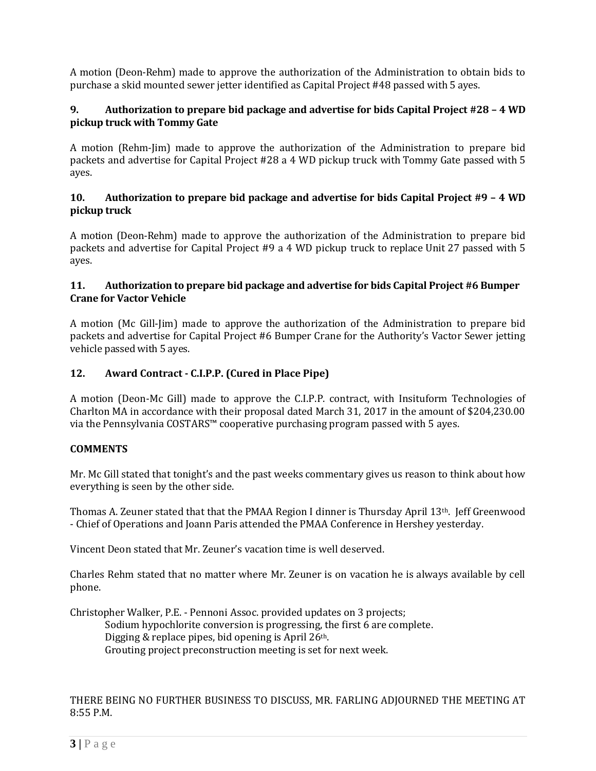A motion (Deon-Rehm) made to approve the authorization of the Administration to obtain bids to purchase a skid mounted sewer jetter identified as Capital Project #48 passed with 5 ayes.

**9. Authorization to prepare bid package and advertise for bids Capital Project #28 – 4 WD pickup truck with Tommy Gate**

A motion (Rehm-Jim) made to approve the authorization of the Administration to prepare bid packets and advertise for Capital Project #28 a 4 WD pickup truck with Tommy Gate passed with 5 ayes.

**10. Authorization to prepare bid package and advertise for bids Capital Project #9 – 4 WD pickup truck**

A motion (Deon-Rehm) made to approve the authorization of the Administration to prepare bid packets and advertise for Capital Project #9 a 4 WD pickup truck to replace Unit 27 passed with 5 ayes.

**11. Authorization to prepare bid package and advertise for bids Capital Project #6 Bumper Crane for Vactor Vehicle**

A motion (Mc Gill-Jim) made to approve the authorization of the Administration to prepare bid packets and advertise for Capital Project #6 Bumper Crane for the Authority's Vactor Sewer jetting vehicle passed with 5 ayes.

**12. Award Contract - C.I.P.P. (Cured in Place Pipe)**

A motion (Deon-Mc Gill) made to approve the C.I.P.P. contract, with Insituform Technologies of Charlton MA in accordance with their proposal dated March 31, 2017 in the amount of $204,230.00 via the Pennsylvania COSTARS™ cooperative purchasing program passed with 5 ayes.

**COMMENTS**

Mr. Mc Gill stated that tonight's and the past weeks commentary gives us reason to think about how everything is seen by the other side.

Thomas A. Zeuner stated that that the PMAA Region I dinner is Thursday April 13th. Jeff Greenwood - Chief of Operations and Joann Paris attended the PMAA Conference in Hershey yesterday.

Vincent Deon stated that Mr. Zeuner's vacation time is well deserved.

Charles Rehm stated that no matter where Mr. Zeuner is on vacation he is always available by cell phone.

Christopher Walker, P.E. - Pennoni Assoc. provided updates on 3 projects;

Sodium hypochlorite conversion is progressing, the first 6 are complete.
Digging & replace pipes, bid opening is April 26th.
Grouting project preconstruction meeting is set for next week.

THERE BEING NO FURTHER BUSINESS TO DISCUSS, MR. FARLING ADJOURNED THE MEETING AT 8:55 P.M.